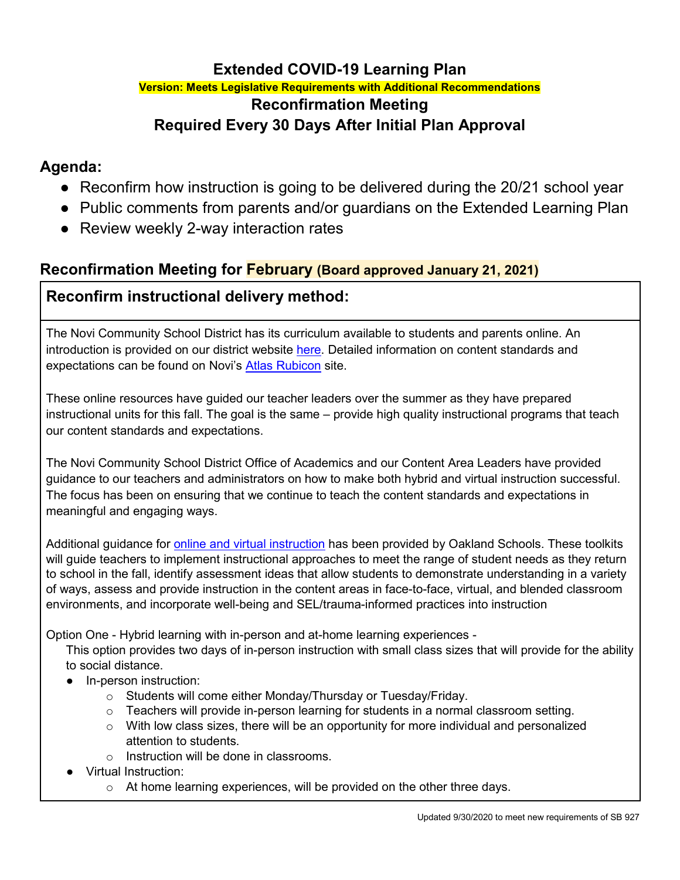# Extended COVID-19 Learning Plan

**Version: Meets Legislative Requirements with Additional Recommendations**

## Reconfirmation Meeting

## Required Every 30 Days After Initial Plan Approval

## Agenda:

- Reconfirm how instruction is going to be delivered during the 20/21 school year
- Public comments from parents and/or guardians on the Extended Learning Plan
- Review weekly 2-way interaction rates

## Reconfirmation Meeting for February (Board approved January 21, 2021)

### Reconfirm instructional delivery method:

The Novi Community School District has its curriculum available to students and parents online. An introduction is provided on our district website here. Detailed information on content standards and expectations can be found on Novi's Atlas Rubicon site.

These online resources have guided our teacher leaders over the summer as they have prepared instructional units for this fall. The goal is the same – provide high quality instructional programs that teach our content standards and expectations.

The Novi Community School District Office of Academics and our Content Area Leaders have provided guidance to our teachers and administrators on how to make both hybrid and virtual instruction successful. The focus has been on ensuring that we continue to teach the content standards and expectations in meaningful and engaging ways.

Additional guidance for online and virtual instruction has been provided by Oakland Schools. These toolkits will guide teachers to implement instructional approaches to meet the range of student needs as they return to school in the fall, identify assessment ideas that allow students to demonstrate understanding in a variety of ways, assess and provide instruction in the content areas in face-to-face, virtual, and blended classroom environments, and incorporate well-being and SEL/trauma-informed practices into instruction

Option One - Hybrid learning with in-person and at-home learning experiences -

This option provides two days of in-person instruction with small class sizes that will provide for the ability to social distance.

- In-person instruction:
  - Students will come either Monday/Thursday or Tuesday/Friday.
  - Teachers will provide in-person learning for students in a normal classroom setting.
  - With low class sizes, there will be an opportunity for more individual and personalized attention to students.
  - Instruction will be done in classrooms.
- Virtual Instruction:
  - At home learning experiences, will be provided on the other three days.

Updated 9/30/2020 to meet new requirements of SB 927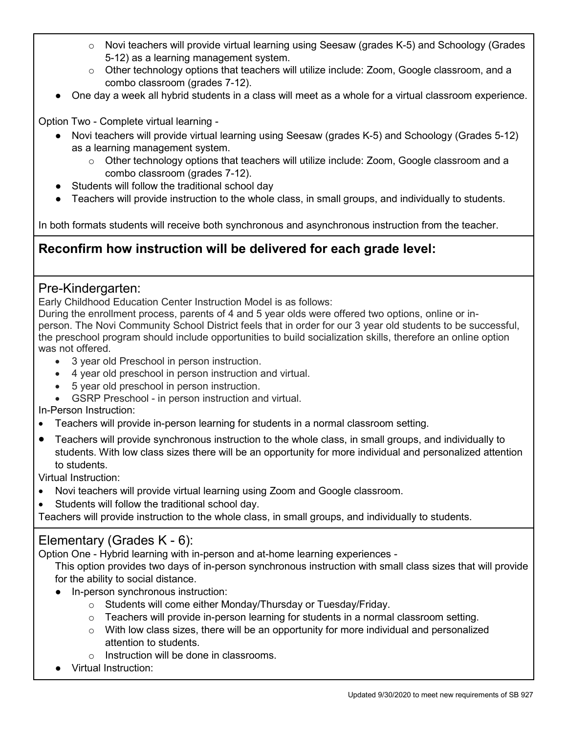- Novi teachers will provide virtual learning using Seesaw (grades K-5) and Schoology (Grades 5-12) as a learning management system.
  - Other technology options that teachers will utilize include: Zoom, Google classroom, and a combo classroom (grades 7-12).
- One day a week all hybrid students in a class will meet as a whole for a virtual classroom experience.

Option Two - Complete virtual learning -

- Novi teachers will provide virtual learning using Seesaw (grades K-5) and Schoology (Grades 5-12) as a learning management system.
  - Other technology options that teachers will utilize include: Zoom, Google classroom and a combo classroom (grades 7-12).
- Students will follow the traditional school day
- Teachers will provide instruction to the whole class, in small groups, and individually to students.

In both formats students will receive both synchronous and asynchronous instruction from the teacher.

## Reconfirm how instruction will be delivered for each grade level:

### Pre-Kindergarten:

Early Childhood Education Center Instruction Model is as follows:

During the enrollment process, parents of 4 and 5 year olds were offered two options, online or in-person. The Novi Community School District feels that in order for our 3 year old students to be successful, the preschool program should include opportunities to build socialization skills, therefore an online option was not offered.

- 3 year old Preschool in person instruction.
- 4 year old preschool in person instruction and virtual.
- 5 year old preschool in person instruction.
- GSRP Preschool - in person instruction and virtual.

In-Person Instruction:

- Teachers will provide in-person learning for students in a normal classroom setting.
- Teachers will provide synchronous instruction to the whole class, in small groups, and individually to students. With low class sizes there will be an opportunity for more individual and personalized attention to students.

Virtual Instruction:

- Novi teachers will provide virtual learning using Zoom and Google classroom.
- Students will follow the traditional school day.

Teachers will provide instruction to the whole class, in small groups, and individually to students.

### Elementary (Grades K - 6):

Option One - Hybrid learning with in-person and at-home learning experiences -

This option provides two days of in-person synchronous instruction with small class sizes that will provide for the ability to social distance.

- In-person synchronous instruction:
  - Students will come either Monday/Thursday or Tuesday/Friday.
  - Teachers will provide in-person learning for students in a normal classroom setting.
  - With low class sizes, there will be an opportunity for more individual and personalized attention to students.
  - Instruction will be done in classrooms.
- Virtual Instruction: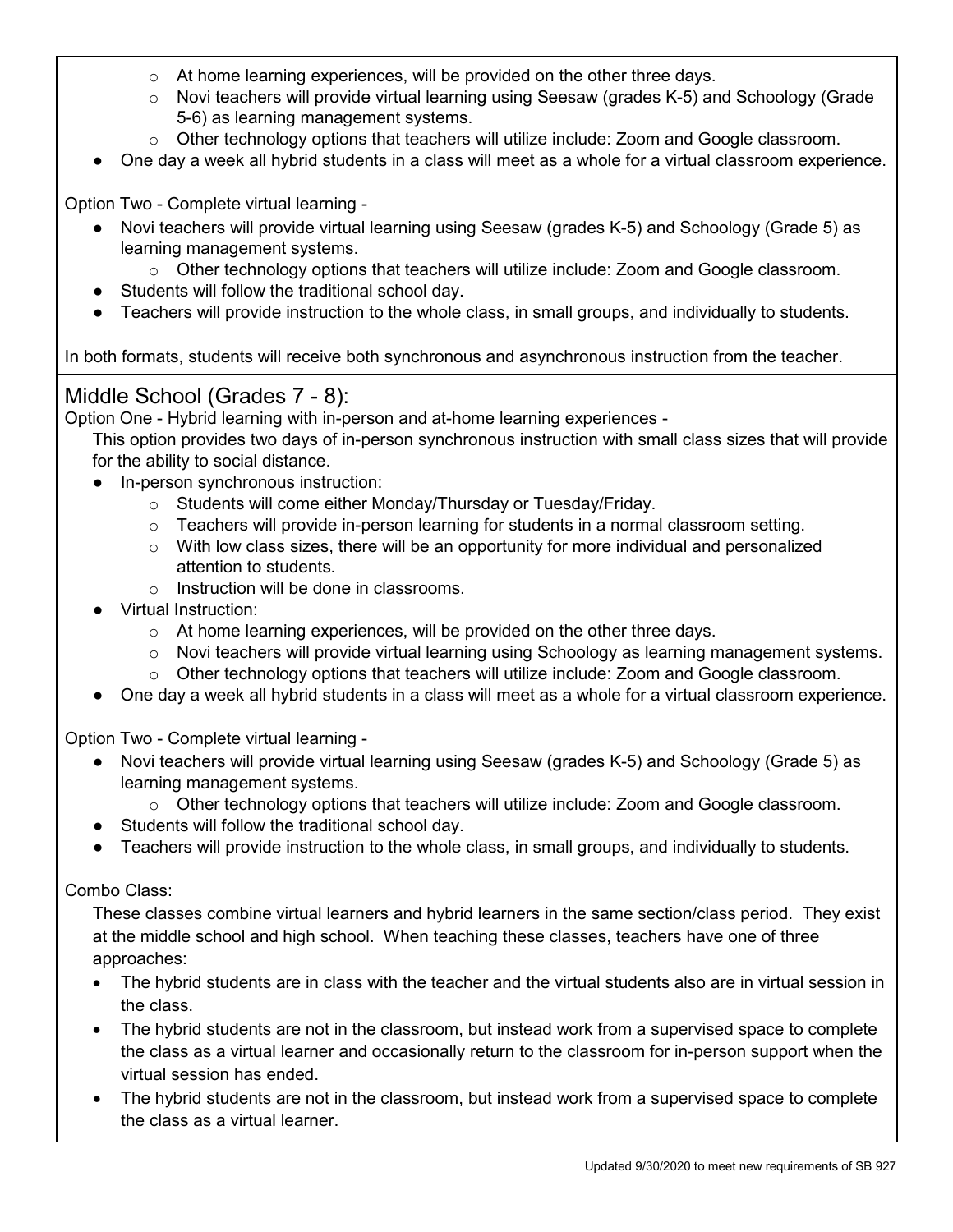- At home learning experiences, will be provided on the other three days.
  - Novi teachers will provide virtual learning using Seesaw (grades K-5) and Schoology (Grade 5-6) as learning management systems.
  - Other technology options that teachers will utilize include: Zoom and Google classroom.
- One day a week all hybrid students in a class will meet as a whole for a virtual classroom experience.

Option Two - Complete virtual learning -

- Novi teachers will provide virtual learning using Seesaw (grades K-5) and Schoology (Grade 5) as learning management systems.
  - Other technology options that teachers will utilize include: Zoom and Google classroom.
- Students will follow the traditional school day.
- Teachers will provide instruction to the whole class, in small groups, and individually to students.

In both formats, students will receive both synchronous and asynchronous instruction from the teacher.

## Middle School (Grades 7 - 8):

Option One - Hybrid learning with in-person and at-home learning experiences -

This option provides two days of in-person synchronous instruction with small class sizes that will provide for the ability to social distance.

- In-person synchronous instruction:
  - Students will come either Monday/Thursday or Tuesday/Friday.
  - Teachers will provide in-person learning for students in a normal classroom setting.
  - With low class sizes, there will be an opportunity for more individual and personalized attention to students.
  - Instruction will be done in classrooms.
- Virtual Instruction:
  - At home learning experiences, will be provided on the other three days.
  - Novi teachers will provide virtual learning using Schoology as learning management systems.
  - Other technology options that teachers will utilize include: Zoom and Google classroom.
- One day a week all hybrid students in a class will meet as a whole for a virtual classroom experience.

Option Two - Complete virtual learning -

- Novi teachers will provide virtual learning using Seesaw (grades K-5) and Schoology (Grade 5) as learning management systems.
  - Other technology options that teachers will utilize include: Zoom and Google classroom.
- Students will follow the traditional school day.
- Teachers will provide instruction to the whole class, in small groups, and individually to students.

Combo Class:

These classes combine virtual learners and hybrid learners in the same section/class period. They exist at the middle school and high school. When teaching these classes, teachers have one of three approaches:

- The hybrid students are in class with the teacher and the virtual students also are in virtual session in the class.
- The hybrid students are not in the classroom, but instead work from a supervised space to complete the class as a virtual learner and occasionally return to the classroom for in-person support when the virtual session has ended.
- The hybrid students are not in the classroom, but instead work from a supervised space to complete the class as a virtual learner.

Updated 9/30/2020 to meet new requirements of SB 927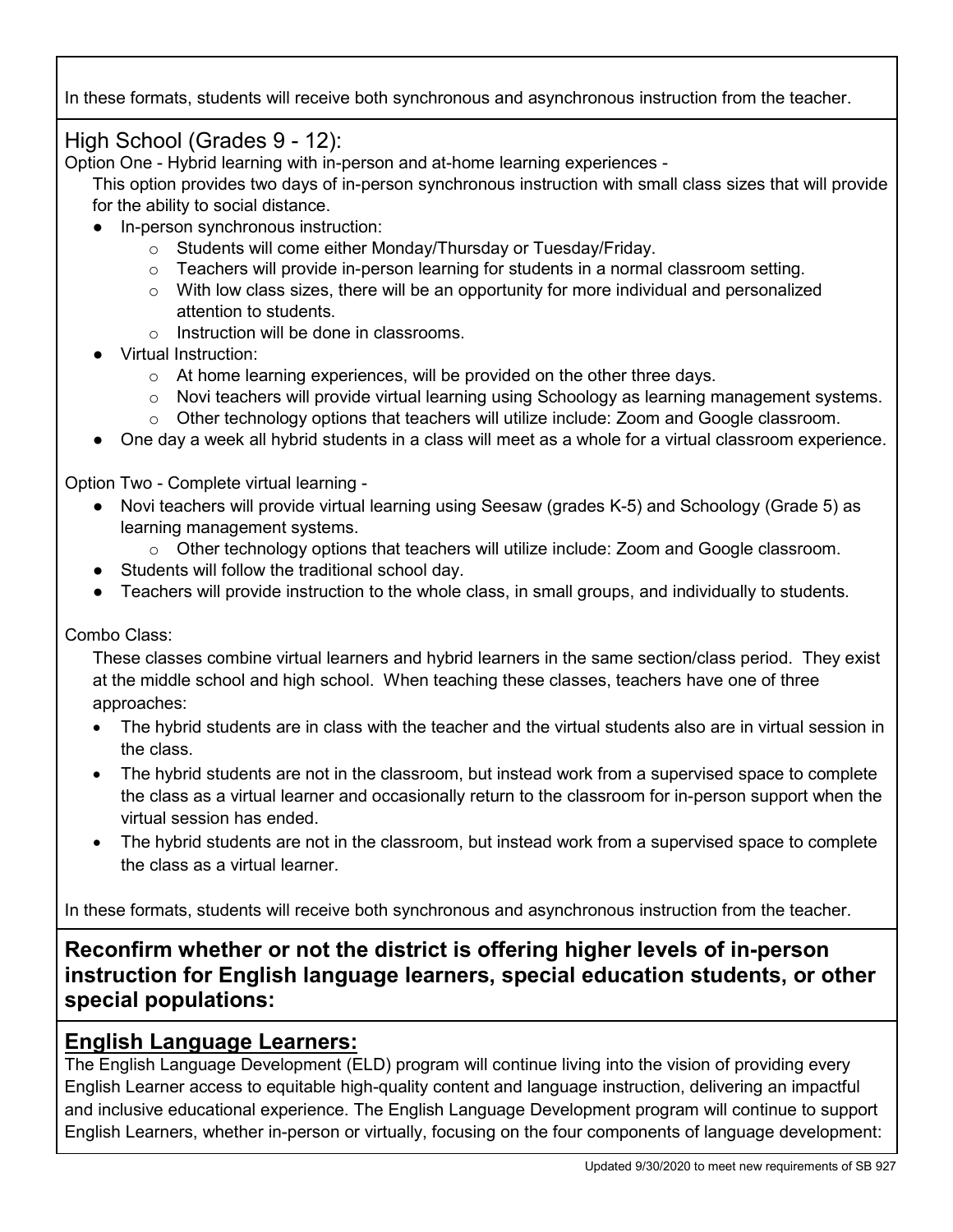In these formats, students will receive both synchronous and asynchronous instruction from the teacher.

## High School (Grades 9 - 12):

Option One - Hybrid learning with in-person and at-home learning experiences -

This option provides two days of in-person synchronous instruction with small class sizes that will provide for the ability to social distance.

- In-person synchronous instruction:
  - Students will come either Monday/Thursday or Tuesday/Friday.
  - Teachers will provide in-person learning for students in a normal classroom setting.
  - With low class sizes, there will be an opportunity for more individual and personalized attention to students.
  - Instruction will be done in classrooms.
- Virtual Instruction:
  - At home learning experiences, will be provided on the other three days.
  - Novi teachers will provide virtual learning using Schoology as learning management systems.
  - Other technology options that teachers will utilize include: Zoom and Google classroom.
- One day a week all hybrid students in a class will meet as a whole for a virtual classroom experience.

Option Two - Complete virtual learning -

- Novi teachers will provide virtual learning using Seesaw (grades K-5) and Schoology (Grade 5) as learning management systems.
  - Other technology options that teachers will utilize include: Zoom and Google classroom.
- Students will follow the traditional school day.
- Teachers will provide instruction to the whole class, in small groups, and individually to students.

Combo Class:

These classes combine virtual learners and hybrid learners in the same section/class period. They exist at the middle school and high school. When teaching these classes, teachers have one of three approaches:

- The hybrid students are in class with the teacher and the virtual students also are in virtual session in the class.
- The hybrid students are not in the classroom, but instead work from a supervised space to complete the class as a virtual learner and occasionally return to the classroom for in-person support when the virtual session has ended.
- The hybrid students are not in the classroom, but instead work from a supervised space to complete the class as a virtual learner.

In these formats, students will receive both synchronous and asynchronous instruction from the teacher.

## Reconfirm whether or not the district is offering higher levels of in-person instruction for English language learners, special education students, or other special populations:

## English Language Learners:

The English Language Development (ELD) program will continue living into the vision of providing every English Learner access to equitable high-quality content and language instruction, delivering an impactful and inclusive educational experience. The English Language Development program will continue to support English Learners, whether in-person or virtually, focusing on the four components of language development:

Updated 9/30/2020 to meet new requirements of SB 927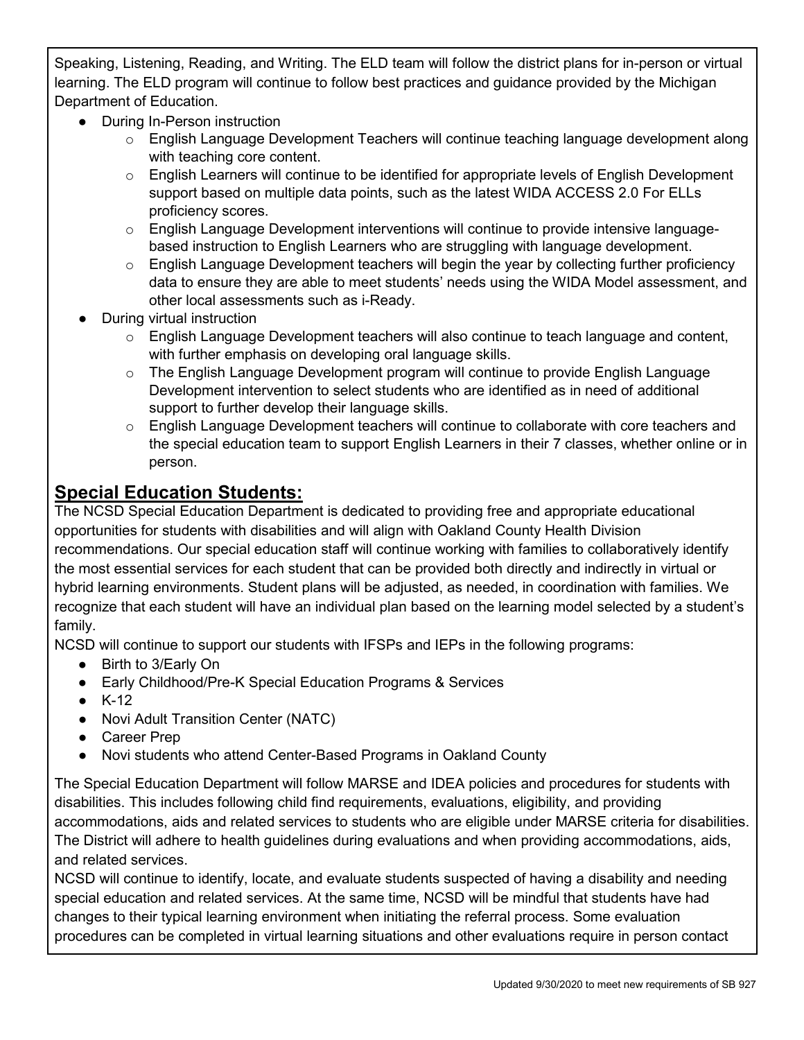Speaking, Listening, Reading, and Writing. The ELD team will follow the district plans for in-person or virtual learning. The ELD program will continue to follow best practices and guidance provided by the Michigan Department of Education.

- During In-Person instruction
  - English Language Development Teachers will continue teaching language development along with teaching core content.
  - English Learners will continue to be identified for appropriate levels of English Development support based on multiple data points, such as the latest WIDA ACCESS 2.0 For ELLs proficiency scores.
  - English Language Development interventions will continue to provide intensive language-based instruction to English Learners who are struggling with language development.
  - English Language Development teachers will begin the year by collecting further proficiency data to ensure they are able to meet students' needs using the WIDA Model assessment, and other local assessments such as i-Ready.
- During virtual instruction
  - English Language Development teachers will also continue to teach language and content, with further emphasis on developing oral language skills.
  - The English Language Development program will continue to provide English Language Development intervention to select students who are identified as in need of additional support to further develop their language skills.
  - English Language Development teachers will continue to collaborate with core teachers and the special education team to support English Learners in their 7 classes, whether online or in person.

## Special Education Students:

The NCSD Special Education Department is dedicated to providing free and appropriate educational opportunities for students with disabilities and will align with Oakland County Health Division recommendations. Our special education staff will continue working with families to collaboratively identify the most essential services for each student that can be provided both directly and indirectly in virtual or hybrid learning environments. Student plans will be adjusted, as needed, in coordination with families. We recognize that each student will have an individual plan based on the learning model selected by a student's family.

NCSD will continue to support our students with IFSPs and IEPs in the following programs:

- Birth to 3/Early On
- Early Childhood/Pre-K Special Education Programs & Services
- K-12
- Novi Adult Transition Center (NATC)
- Career Prep
- Novi students who attend Center-Based Programs in Oakland County

The Special Education Department will follow MARSE and IDEA policies and procedures for students with disabilities. This includes following child find requirements, evaluations, eligibility, and providing accommodations, aids and related services to students who are eligible under MARSE criteria for disabilities. The District will adhere to health guidelines during evaluations and when providing accommodations, aids, and related services.

NCSD will continue to identify, locate, and evaluate students suspected of having a disability and needing special education and related services. At the same time, NCSD will be mindful that students have had changes to their typical learning environment when initiating the referral process. Some evaluation procedures can be completed in virtual learning situations and other evaluations require in person contact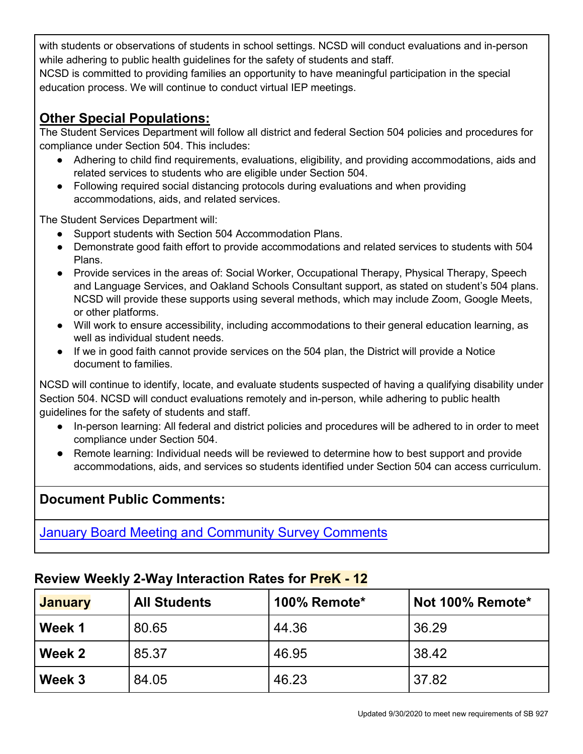with students or observations of students in school settings. NCSD will conduct evaluations and in-person while adhering to public health guidelines for the safety of students and staff.
NCSD is committed to providing families an opportunity to have meaningful participation in the special education process. We will continue to conduct virtual IEP meetings.

## Other Special Populations:

The Student Services Department will follow all district and federal Section 504 policies and procedures for compliance under Section 504. This includes:

- Adhering to child find requirements, evaluations, eligibility, and providing accommodations, aids and related services to students who are eligible under Section 504.
- Following required social distancing protocols during evaluations and when providing accommodations, aids, and related services.

The Student Services Department will:

- Support students with Section 504 Accommodation Plans.
- Demonstrate good faith effort to provide accommodations and related services to students with 504 Plans.
- Provide services in the areas of: Social Worker, Occupational Therapy, Physical Therapy, Speech and Language Services, and Oakland Schools Consultant support, as stated on student's 504 plans. NCSD will provide these supports using several methods, which may include Zoom, Google Meets, or other platforms.
- Will work to ensure accessibility, including accommodations to their general education learning, as well as individual student needs.
- If we in good faith cannot provide services on the 504 plan, the District will provide a Notice document to families.

NCSD will continue to identify, locate, and evaluate students suspected of having a qualifying disability under Section 504. NCSD will conduct evaluations remotely and in-person, while adhering to public health guidelines for the safety of students and staff.

- In-person learning: All federal and district policies and procedures will be adhered to in order to meet compliance under Section 504.
- Remote learning: Individual needs will be reviewed to determine how to best support and provide accommodations, aids, and services so students identified under Section 504 can access curriculum.

### Document Public Comments:

January Board Meeting and Community Survey Comments

### Review Weekly 2-Way Interaction Rates for PreK - 12

| January | All Students | 100% Remote* | Not 100% Remote* |
|---|---|---|---|
| Week 1 | 80.65 | 44.36 | 36.29 |
| Week 2 | 85.37 | 46.95 | 38.42 |
| Week 3 | 84.05 | 46.23 | 37.82 |

Updated 9/30/2020 to meet new requirements of SB 927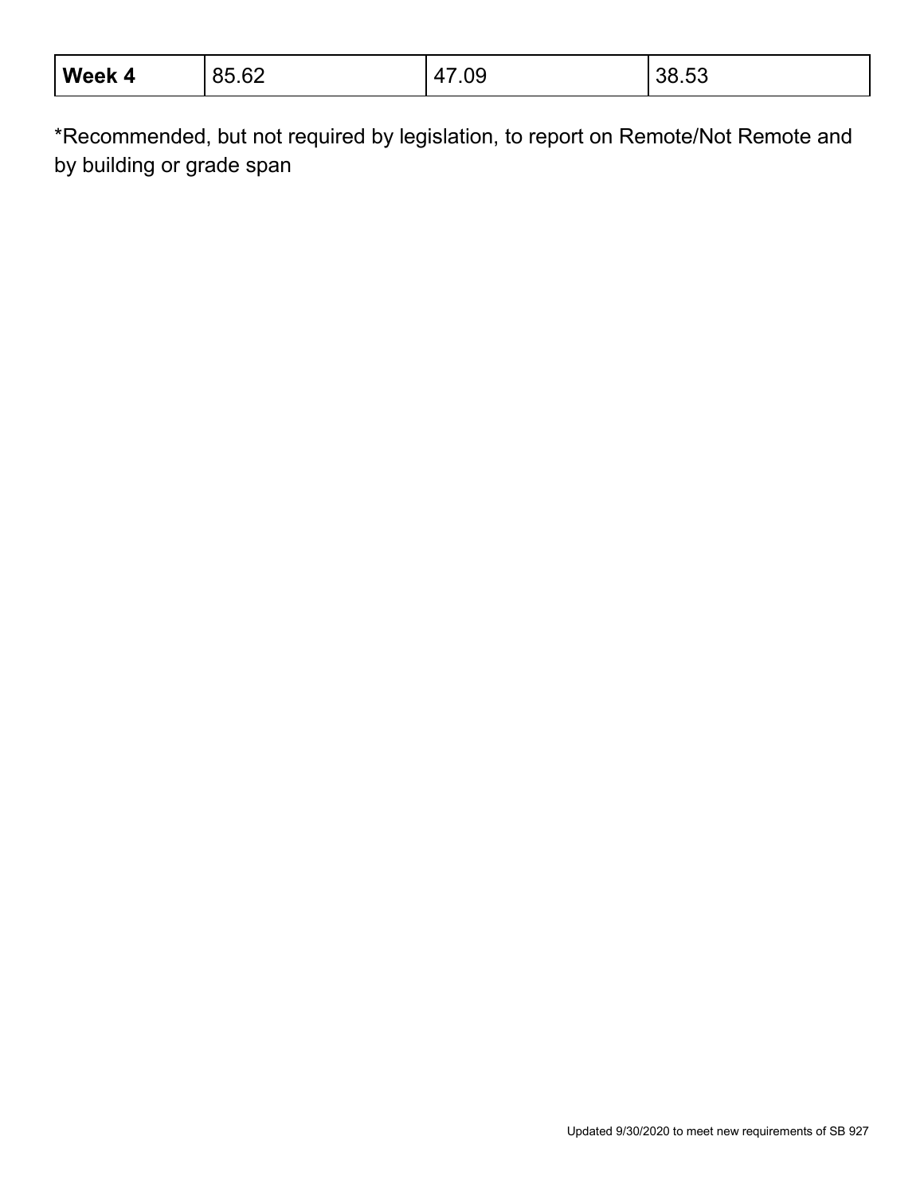| | | | |
|---|---|---|---|
| **Week 4** | 85.62 | 47.09 | 38.53 |

*Recommended, but not required by legislation, to report on Remote/Not Remote and by building or grade span

Updated 9/30/2020 to meet new requirements of SB 927